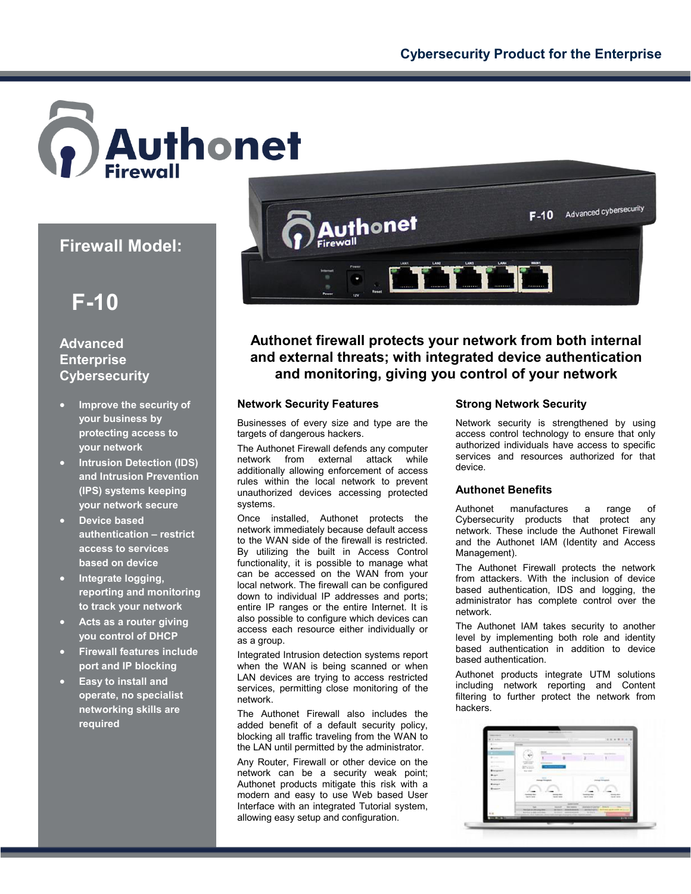Cybersecurity Product for the Enterprise

# Authonet Firewall

## Firewall Model:

## F-10

### Advanced Enterprise Cybersecurity

- **Improve the security of your business by protecting access to your network**
- **Intrusion Detection (IDS) and Intrusion Prevention (IPS) systems keeping your network secure**
- **Device based authentication – restrict access to services based on device**
- **Integrate logging, reporting and monitoring to track your network**
- **Acts as a router giving you control of DHCP**
- **Firewall features include port and IP blocking**
- **Easy to install and operate, no specialist networking skills are required**

## Authonet firewall protects your network from both internal and external threats; with integrated device authentication and monitoring, giving you control of your network

### Network Security Features

Businesses of every size and type are the targets of dangerous hackers.

The Authonet Firewall defends any computer network from external attack while additionally allowing enforcement of access rules within the local network to prevent unauthorized devices accessing protected systems.

Once installed, Authonet protects the network immediately because default access to the WAN side of the firewall is restricted. By utilizing the built in Access Control functionality, it is possible to manage what can be accessed on the WAN from your local network. The firewall can be configured down to individual IP addresses and ports; entire IP ranges or the entire Internet. It is also possible to configure which devices can access each resource either individually or as a group.

Integrated Intrusion detection systems report when the WAN is being scanned or when LAN devices are trying to access restricted services, permitting close monitoring of the network.

The Authonet Firewall also includes the added benefit of a default security policy, blocking all traffic traveling from the WAN to the LAN until permitted by the administrator.

Any Router, Firewall or other device on the network can be a security weak point; Authonet products mitigate this risk with a modern and easy to use Web based User Interface with an integrated Tutorial system, allowing easy setup and configuration.

### Strong Network Security

Network security is strengthened by using access control technology to ensure that only authorized individuals have access to specific services and resources authorized for that device.

### Authonet Benefits

Authonet manufactures a range of Cybersecurity products that protect any network. These include the Authonet Firewall and the Authonet IAM (Identity and Access Management).

The Authonet Firewall protects the network from attackers. With the inclusion of device based authentication, IDS and logging, the administrator has complete control over the network.

The Authonet IAM takes security to another level by implementing both role and identity based authentication in addition to device based authentication.

Authonet products integrate UTM solutions including network reporting and Content filtering to further protect the network from hackers.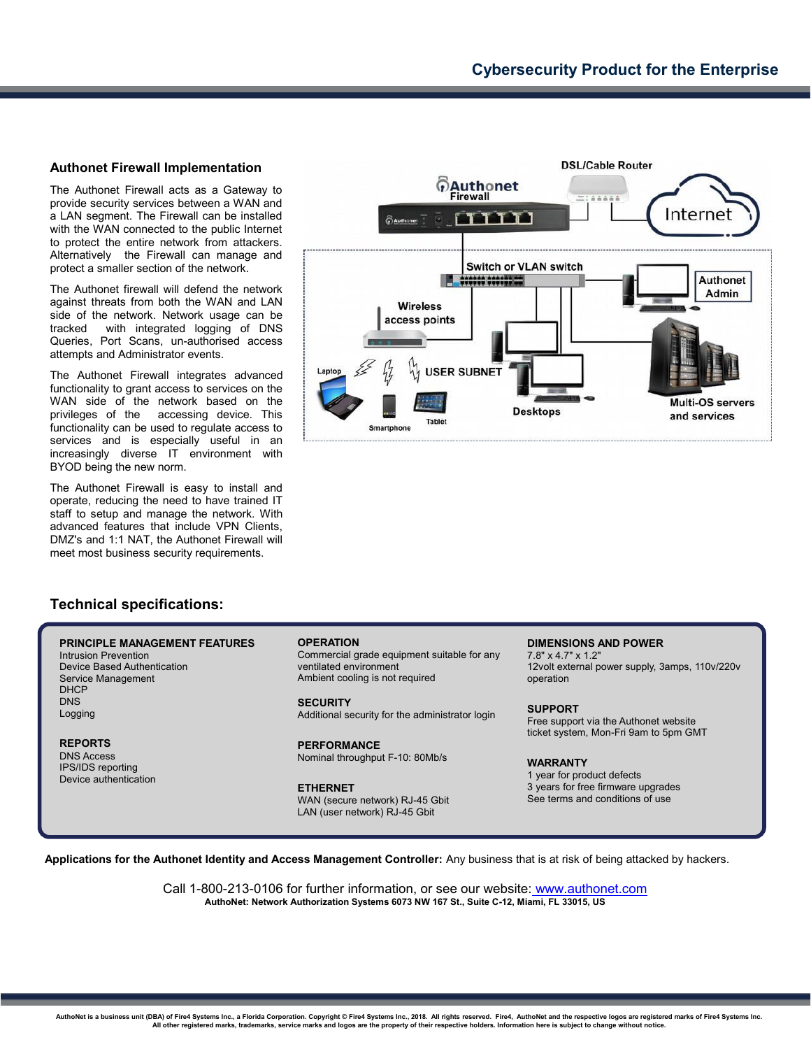## Authonet Firewall Implementation

The Authonet Firewall acts as a Gateway to provide security services between a WAN and a LAN segment. The Firewall can be installed with the WAN connected to the public Internet to protect the entire network from attackers. Alternatively the Firewall can manage and protect a smaller section of the network.

The Authonet firewall will defend the network against threats from both the WAN and LAN side of the network. Network usage can be tracked with integrated logging of DNS Queries, Port Scans, un-authorised access attempts and Administrator events.

The Authonet Firewall integrates advanced functionality to grant access to services on the WAN side of the network based on the privileges of the accessing device. This functionality can be used to regulate access to services and is especially useful in an increasingly diverse IT environment with BYOD being the new norm.

The Authonet Firewall is easy to install and operate, reducing the need to have trained IT staff to setup and manage the network. With advanced features that include VPN Clients, DMZ's and 1:1 NAT, the Authonet Firewall will meet most business security requirements.

Authonet Firewall
DSL/Cable Router
Internet
Switch or VLAN switch
Authonet Admin
Wireless access points
Laptop
USER SUBNET
Smartphone
Tablet
Desktops
Multi-OS servers and services

## Technical specifications:

**PRINCIPLE MANAGEMENT FEATURES**
Intrusion Prevention
Device Based Authentication
Service Management
DHCP
DNS
Logging

**REPORTS**
DNS Access
IPS/IDS reporting
Device authentication

**OPERATION**
Commercial grade equipment suitable for any ventilated environment
Ambient cooling is not required

**SECURITY**
Additional security for the administrator login

**PERFORMANCE**
Nominal throughput F-10: 80Mb/s

**ETHERNET**
WAN (secure network) RJ-45 Gbit
LAN (user network) RJ-45 Gbit

**DIMENSIONS AND POWER**
7.8" x 4.7" x 1.2"
12volt external power supply, 3amps, 110v/220v operation

**SUPPORT**
Free support via the Authonet website ticket system, Mon-Fri 9am to 5pm GMT

**WARRANTY**
1 year for product defects
3 years for free firmware upgrades
See terms and conditions of use

**Applications for the Authonet Identity and Access Management Controller:** Any business that is at risk of being attacked by hackers.

Call 1-800-213-0106 for further information, or see our website: www.authonet.com

**AuthoNet: Network Authorization Systems 6073 NW 167 St., Suite C-12, Miami, FL 33015, US**

AuthoNet is a business unit (DBA) of Fire4 Systems Inc., a Florida Corporation. Copyright © Fire4 Systems Inc., 2018. All rights reserved. Fire4, AuthoNet and the respective logos are registered marks of Fire4 Systems Inc. All other registered marks, trademarks, service marks and logos are the property of their respective holders. Information here is subject to change without notice.